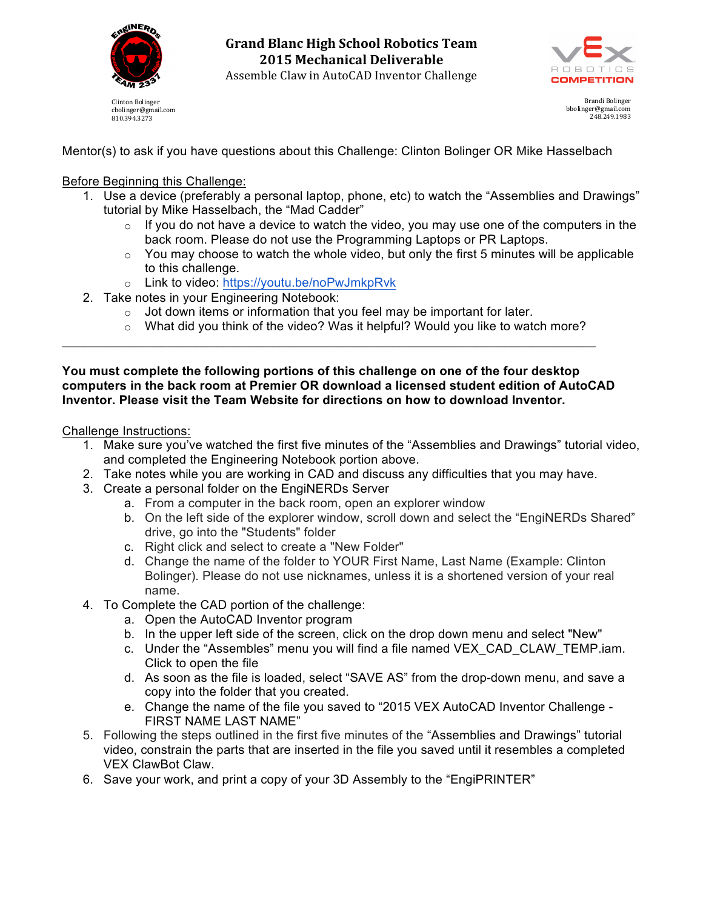# Grand Blanc High School Robotics Team
## 2015 Mechanical Deliverable
### Assemble Claw in AutoCAD Inventor Challenge

Clinton Bolinger
cbolinger@gmail.com
810.394.3273

Brandi Bolinger
bbolinger@gmail.com
248.249.1983

Mentor(s) to ask if you have questions about this Challenge: Clinton Bolinger OR Mike Hasselbach

Before Beginning this Challenge:

1. Use a device (preferably a personal laptop, phone, etc) to watch the "Assemblies and Drawings" tutorial by Mike Hasselbach, the "Mad Cadder"
   - If you do not have a device to watch the video, you may use one of the computers in the back room. Please do not use the Programming Laptops or PR Laptops.
   - You may choose to watch the whole video, but only the first 5 minutes will be applicable to this challenge.
   - Link to video: [https://youtu.be/noPwJmkpRvk](https://youtu.be/noPwJmkpRvk)
2. Take notes in your Engineering Notebook:
   - Jot down items or information that you feel may be important for later.
   - What did you think of the video? Was it helpful? Would you like to watch more?

---

**You must complete the following portions of this challenge on one of the four desktop computers in the back room at Premier OR download a licensed student edition of AutoCAD Inventor. Please visit the Team Website for directions on how to download Inventor.**

Challenge Instructions:

1. Make sure you've watched the first five minutes of the "Assemblies and Drawings" tutorial video, and completed the Engineering Notebook portion above.
2. Take notes while you are working in CAD and discuss any difficulties that you may have.
3. Create a personal folder on the EngiNERDs Server
   a. From a computer in the back room, open an explorer window
   b. On the left side of the explorer window, scroll down and select the "EngiNERDs Shared" drive, go into the "Students" folder
   c. Right click and select to create a "New Folder"
   d. Change the name of the folder to YOUR First Name, Last Name (Example: Clinton Bolinger). Please do not use nicknames, unless it is a shortened version of your real name.
4. To Complete the CAD portion of the challenge:
   a. Open the AutoCAD Inventor program
   b. In the upper left side of the screen, click on the drop down menu and select "New"
   c. Under the "Assembles" menu you will find a file named VEX_CAD_CLAW_TEMP.iam. Click to open the file
   d. As soon as the file is loaded, select "SAVE AS" from the drop-down menu, and save a copy into the folder that you created.
   e. Change the name of the file you saved to "2015 VEX AutoCAD Inventor Challenge - FIRST NAME LAST NAME"
5. Following the steps outlined in the first five minutes of the "Assemblies and Drawings" tutorial video, constrain the parts that are inserted in the file you saved until it resembles a completed VEX ClawBot Claw.
6. Save your work, and print a copy of your 3D Assembly to the "EngiPRINTER"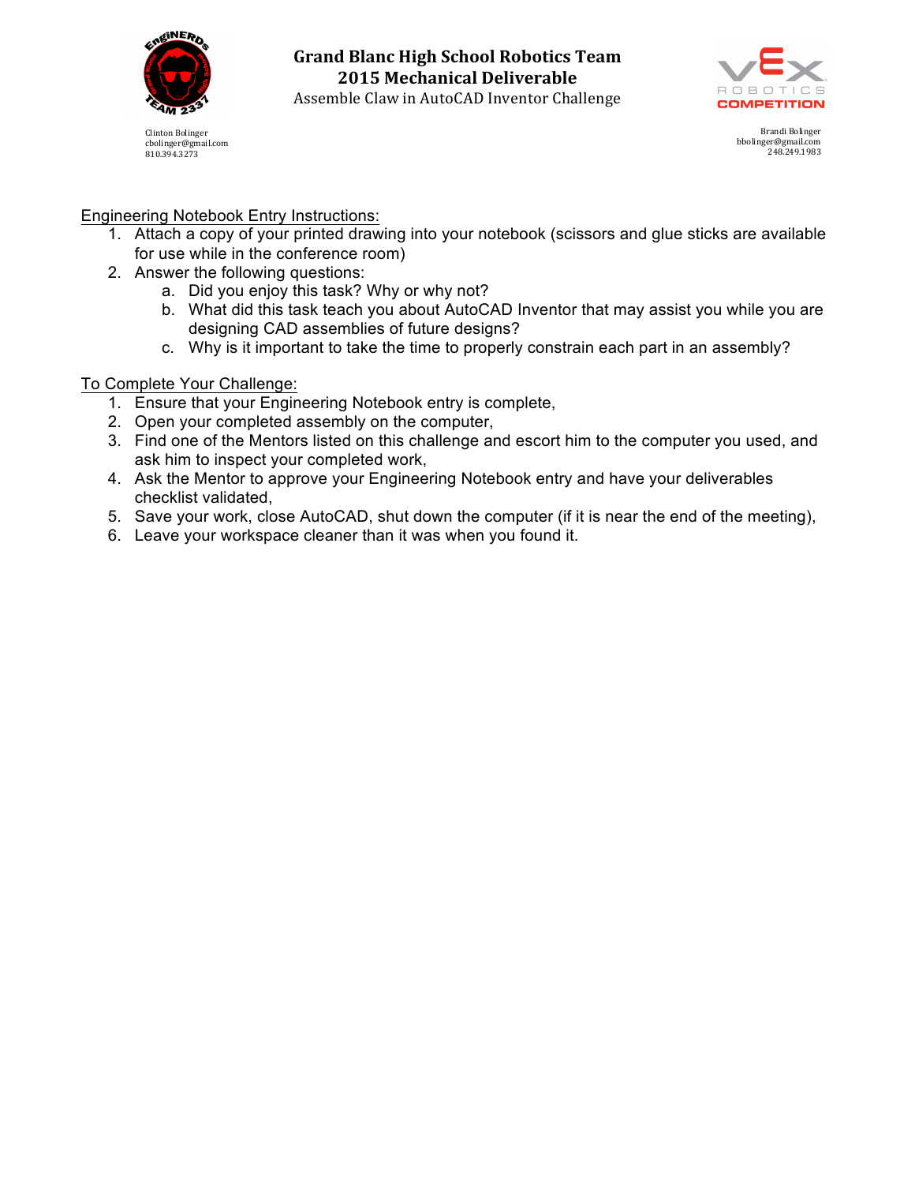**Grand Blanc High School Robotics Team**
**2015 Mechanical Deliverable**
Assemble Claw in AutoCAD Inventor Challenge

Clinton Bolinger
cbolinger@gmail.com
810.394.3273

Brandi Bolinger
bbolinger@gmail.com
248.249.1983

Engineering Notebook Entry Instructions:

1. Attach a copy of your printed drawing into your notebook (scissors and glue sticks are available for use while in the conference room)
2. Answer the following questions:
   a. Did you enjoy this task? Why or why not?
   b. What did this task teach you about AutoCAD Inventor that may assist you while you are designing CAD assemblies of future designs?
   c. Why is it important to take the time to properly constrain each part in an assembly?

To Complete Your Challenge:

1. Ensure that your Engineering Notebook entry is complete,
2. Open your completed assembly on the computer,
3. Find one of the Mentors listed on this challenge and escort him to the computer you used, and ask him to inspect your completed work,
4. Ask the Mentor to approve your Engineering Notebook entry and have your deliverables checklist validated,
5. Save your work, close AutoCAD, shut down the computer (if it is near the end of the meeting),
6. Leave your workspace cleaner than it was when you found it.